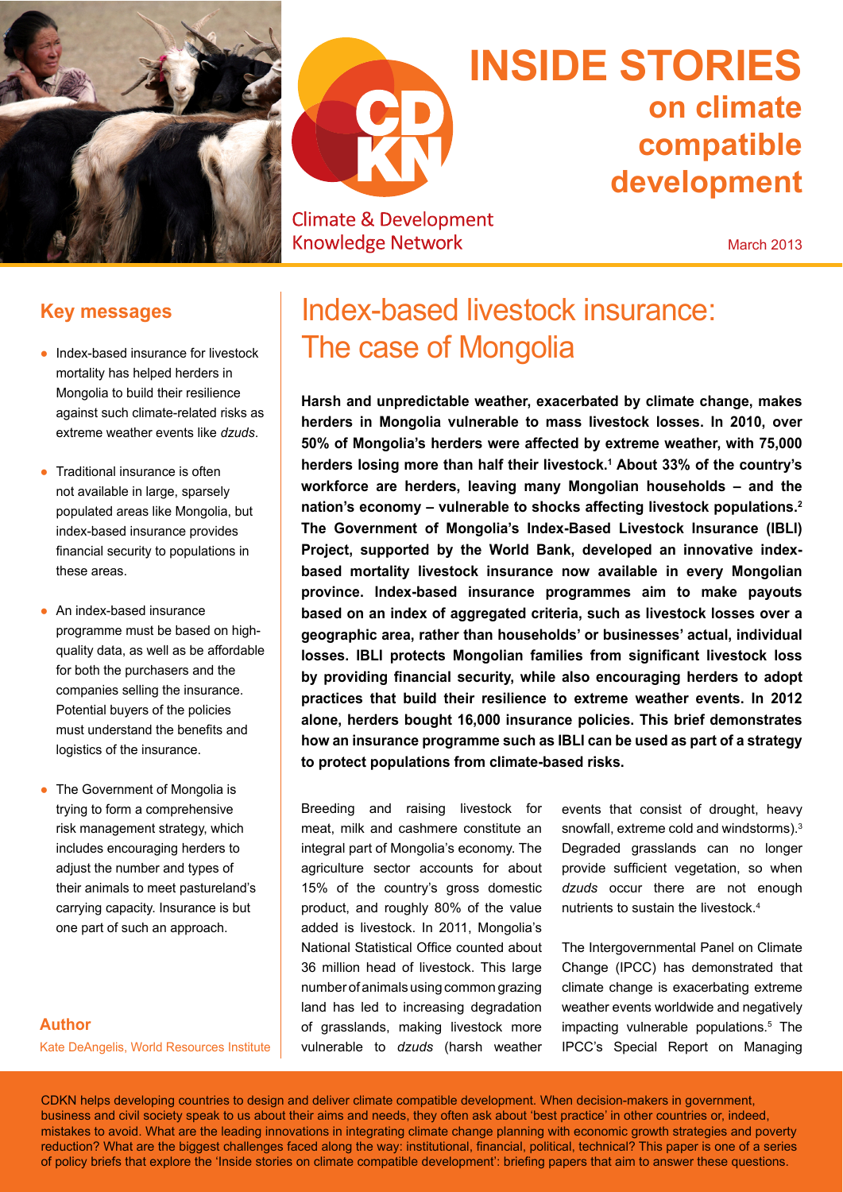# INSIDE STORIES on climate compatible development

Climate & Development Knowledge Network

March 2013

## Key messages

- Index-based insurance for livestock mortality has helped herders in Mongolia to build their resilience against such climate-related risks as extreme weather events like *dzuds*.
- Traditional insurance is often not available in large, sparsely populated areas like Mongolia, but index-based insurance provides financial security to populations in these areas.
- An index-based insurance programme must be based on high-quality data, as well as be affordable for both the purchasers and the companies selling the insurance. Potential buyers of the policies must understand the benefits and logistics of the insurance.
- The Government of Mongolia is trying to form a comprehensive risk management strategy, which includes encouraging herders to adjust the number and types of their animals to meet pastureland's carrying capacity. Insurance is but one part of such an approach.

**Author**

Kate DeAngelis, World Resources Institute

# Index-based livestock insurance: The case of Mongolia

**Harsh and unpredictable weather, exacerbated by climate change, makes herders in Mongolia vulnerable to mass livestock losses. In 2010, over 50% of Mongolia's herders were affected by extreme weather, with 75,000 herders losing more than half their livestock.[1] About 33% of the country's workforce are herders, leaving many Mongolian households – and the nation's economy – vulnerable to shocks affecting livestock populations.[2] The Government of Mongolia's Index-Based Livestock Insurance (IBLI) Project, supported by the World Bank, developed an innovative index-based mortality livestock insurance now available in every Mongolian province. Index-based insurance programmes aim to make payouts based on an index of aggregated criteria, such as livestock losses over a geographic area, rather than households' or businesses' actual, individual losses. IBLI protects Mongolian families from significant livestock loss by providing financial security, while also encouraging herders to adopt practices that build their resilience to extreme weather events. In 2012 alone, herders bought 16,000 insurance policies. This brief demonstrates how an insurance programme such as IBLI can be used as part of a strategy to protect populations from climate-based risks.**

Breeding and raising livestock for meat, milk and cashmere constitute an integral part of Mongolia's economy. The agriculture sector accounts for about 15% of the country's gross domestic product, and roughly 80% of the value added is livestock. In 2011, Mongolia's National Statistical Office counted about 36 million head of livestock. This large number of animals using common grazing land has led to increasing degradation of grasslands, making livestock more vulnerable to *dzuds* (harsh weather events that consist of drought, heavy snowfall, extreme cold and windstorms).[3] Degraded grasslands can no longer provide sufficient vegetation, so when *dzuds* occur there are not enough nutrients to sustain the livestock.[4]

The Intergovernmental Panel on Climate Change (IPCC) has demonstrated that climate change is exacerbating extreme weather events worldwide and negatively impacting vulnerable populations.[5] The IPCC's Special Report on Managing

CDKN helps developing countries to design and deliver climate compatible development. When decision-makers in government, business and civil society speak to us about their aims and needs, they often ask about 'best practice' in other countries or, indeed, mistakes to avoid. What are the leading innovations in integrating climate change planning with economic growth strategies and poverty reduction? What are the biggest challenges faced along the way: institutional, financial, political, technical? This paper is one of a series of policy briefs that explore the 'Inside stories on climate compatible development': briefing papers that aim to answer these questions.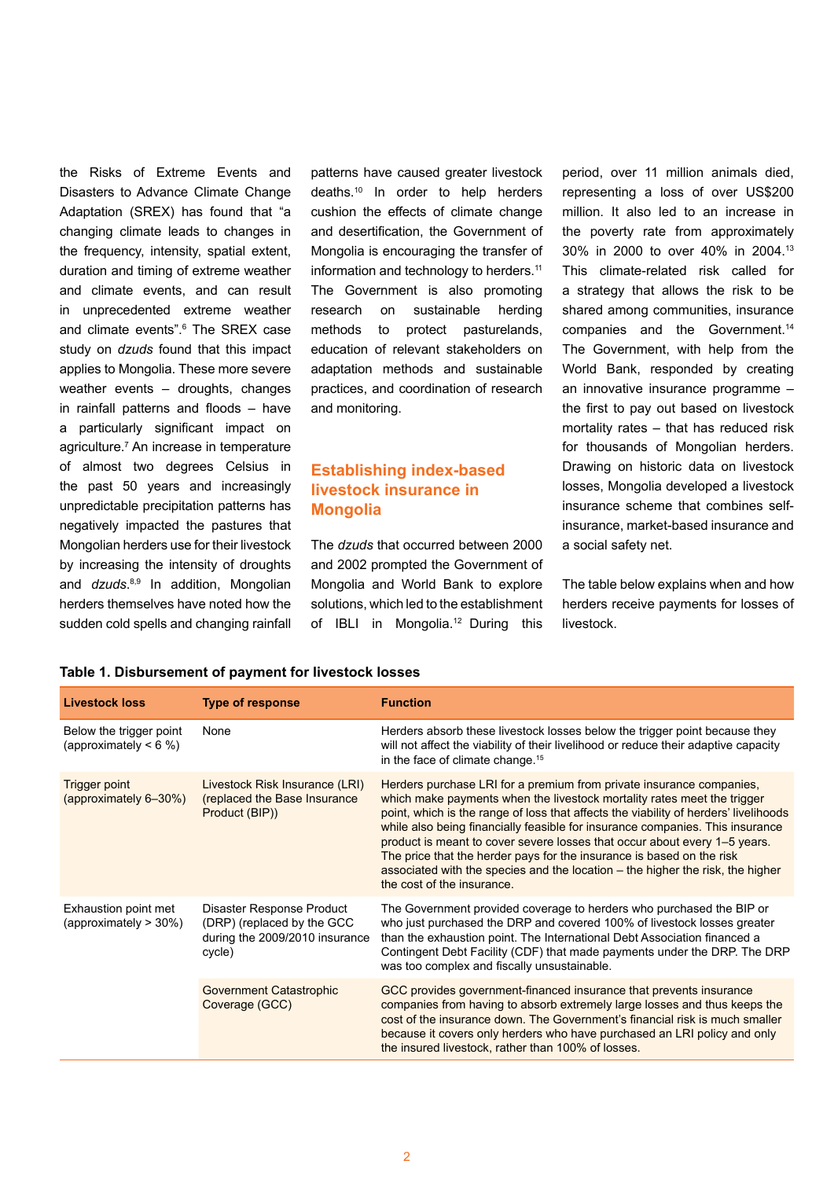the Risks of Extreme Events and Disasters to Advance Climate Change Adaptation (SREX) has found that "a changing climate leads to changes in the frequency, intensity, spatial extent, duration and timing of extreme weather and climate events, and can result in unprecedented extreme weather and climate events".[6] The SREX case study on *dzuds* found that this impact applies to Mongolia. These more severe weather events – droughts, changes in rainfall patterns and floods – have a particularly significant impact on agriculture.[7] An increase in temperature of almost two degrees Celsius in the past 50 years and increasingly unpredictable precipitation patterns has negatively impacted the pastures that Mongolian herders use for their livestock by increasing the intensity of droughts and *dzuds*.[8,9] In addition, Mongolian herders themselves have noted how the sudden cold spells and changing rainfall patterns have caused greater livestock deaths.[10] In order to help herders cushion the effects of climate change and desertification, the Government of Mongolia is encouraging the transfer of information and technology to herders.[11] The Government is also promoting research on sustainable herding methods to protect pasturelands, education of relevant stakeholders on adaptation methods and sustainable practices, and coordination of research and monitoring.

## Establishing index-based livestock insurance in Mongolia

The *dzuds* that occurred between 2000 and 2002 prompted the Government of Mongolia and World Bank to explore solutions, which led to the establishment of IBLI in Mongolia.[12] During this period, over 11 million animals died, representing a loss of over US$200 million. It also led to an increase in the poverty rate from approximately 30% in 2000 to over 40% in 2004.[13] This climate-related risk called for a strategy that allows the risk to be shared among communities, insurance companies and the Government.[14] The Government, with help from the World Bank, responded by creating an innovative insurance programme – the first to pay out based on livestock mortality rates – that has reduced risk for thousands of Mongolian herders. Drawing on historic data on livestock losses, Mongolia developed a livestock insurance scheme that combines self-insurance, market-based insurance and a social safety net.

The table below explains when and how herders receive payments for losses of livestock.

**Table 1. Disbursement of payment for livestock losses**

| Livestock loss | Type of response | Function |
|---|---|---|
| Below the trigger point (approximately < 6 %) | None | Herders absorb these livestock losses below the trigger point because they will not affect the viability of their livelihood or reduce their adaptive capacity in the face of climate change.[15] |
| Trigger point (approximately 6–30%) | Livestock Risk Insurance (LRI) (replaced the Base Insurance Product (BIP)) | Herders purchase LRI for a premium from private insurance companies, which make payments when the livestock mortality rates meet the trigger point, which is the range of loss that affects the viability of herders' livelihoods while also being financially feasible for insurance companies. This insurance product is meant to cover severe losses that occur about every 1–5 years. The price that the herder pays for the insurance is based on the risk associated with the species and the location – the higher the risk, the higher the cost of the insurance. |
| Exhaustion point met (approximately > 30%) | Disaster Response Product (DRP) (replaced by the GCC during the 2009/2010 insurance cycle) | The Government provided coverage to herders who purchased the BIP or who just purchased the DRP and covered 100% of livestock losses greater than the exhaustion point. The International Debt Association financed a Contingent Debt Facility (CDF) that made payments under the DRP. The DRP was too complex and fiscally unsustainable. |
| | Government Catastrophic Coverage (GCC) | GCC provides government-financed insurance that prevents insurance companies from having to absorb extremely large losses and thus keeps the cost of the insurance down. The Government's financial risk is much smaller because it covers only herders who have purchased an LRI policy and only the insured livestock, rather than 100% of losses. |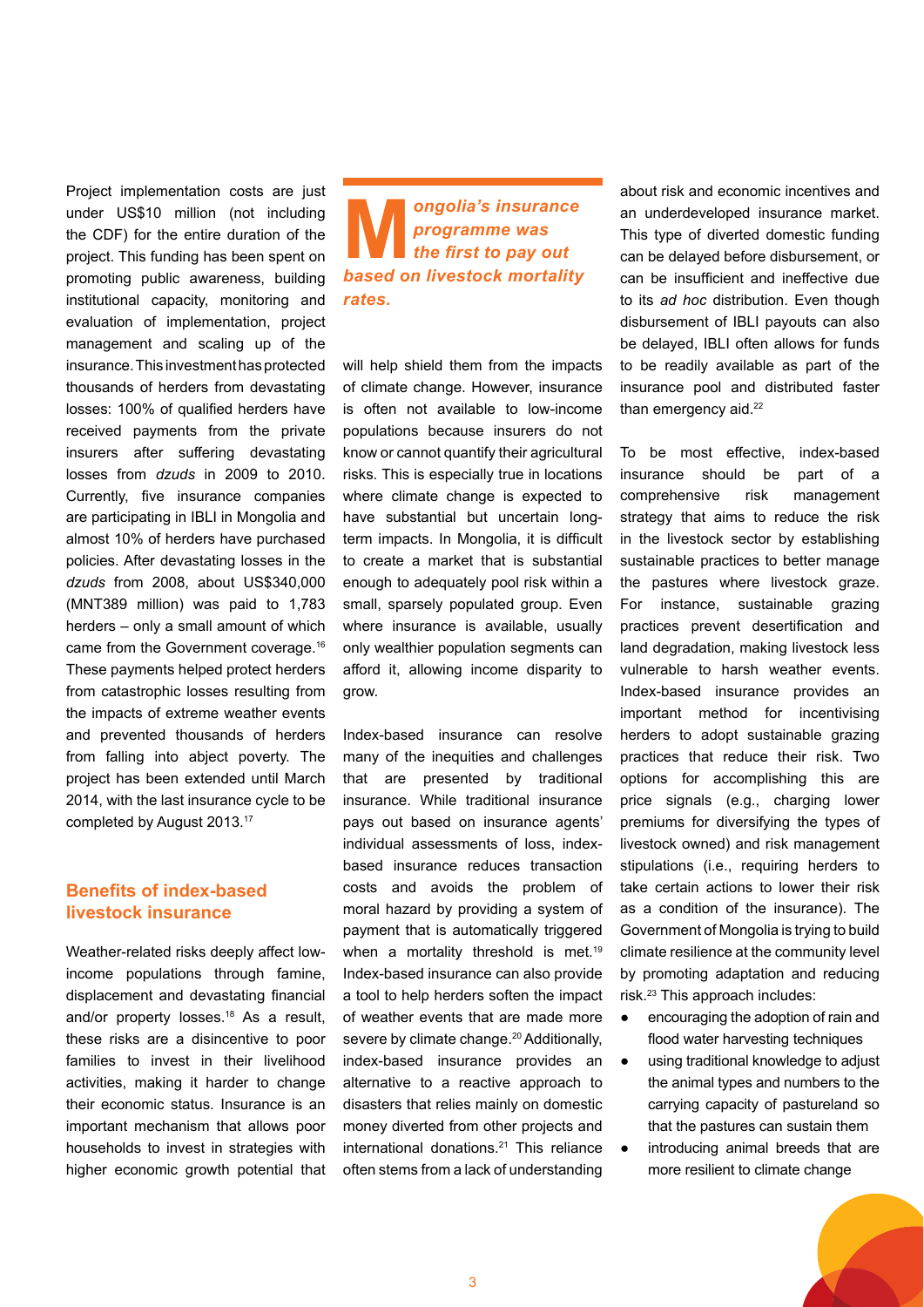Project implementation costs are just under US$10 million (not including the CDF) for the entire duration of the project. This funding has been spent on promoting public awareness, building institutional capacity, monitoring and evaluation of implementation, project management and scaling up of the insurance. This investment has protected thousands of herders from devastating losses: 100% of qualified herders have received payments from the private insurers after suffering devastating losses from *dzuds* in 2009 to 2010. Currently, five insurance companies are participating in IBLI in Mongolia and almost 10% of herders have purchased policies. After devastating losses in the *dzuds* from 2008, about US$340,000 (MNT389 million) was paid to 1,783 herders – only a small amount of which came from the Government coverage.[16] These payments helped protect herders from catastrophic losses resulting from the impacts of extreme weather events and prevented thousands of herders from falling into abject poverty. The project has been extended until March 2014, with the last insurance cycle to be completed by August 2013.[17]

## Benefits of index-based livestock insurance

Weather-related risks deeply affect low-income populations through famine, displacement and devastating financial and/or property losses.[18] As a result, these risks are a disincentive to poor families to invest in their livelihood activities, making it harder to change their economic status. Insurance is an important mechanism that allows poor households to invest in strategies with higher economic growth potential that will help shield them from the impacts of climate change. However, insurance is often not available to low-income populations because insurers do not know or cannot quantify their agricultural risks. This is especially true in locations where climate change is expected to have substantial but uncertain long-term impacts. In Mongolia, it is difficult to create a market that is substantial enough to adequately pool risk within a small, sparsely populated group. Even where insurance is available, usually only wealthier population segments can afford it, allowing income disparity to grow.

> ***Mongolia's insurance programme was the first to pay out based on livestock mortality rates.***

Index-based insurance can resolve many of the inequities and challenges that are presented by traditional insurance. While traditional insurance pays out based on insurance agents' individual assessments of loss, index-based insurance reduces transaction costs and avoids the problem of moral hazard by providing a system of payment that is automatically triggered when a mortality threshold is met.[19] Index-based insurance can also provide a tool to help herders soften the impact of weather events that are made more severe by climate change.[20] Additionally, index-based insurance provides an alternative to a reactive approach to disasters that relies mainly on domestic money diverted from other projects and international donations.[21] This reliance often stems from a lack of understanding about risk and economic incentives and an underdeveloped insurance market. This type of diverted domestic funding can be delayed before disbursement, or can be insufficient and ineffective due to its *ad hoc* distribution. Even though disbursement of IBLI payouts can also be delayed, IBLI often allows for funds to be readily available as part of the insurance pool and distributed faster than emergency aid.[22]

To be most effective, index-based insurance should be part of a comprehensive risk management strategy that aims to reduce the risk in the livestock sector by establishing sustainable practices to better manage the pastures where livestock graze. For instance, sustainable grazing practices prevent desertification and land degradation, making livestock less vulnerable to harsh weather events. Index-based insurance provides an important method for incentivising herders to adopt sustainable grazing practices that reduce their risk. Two options for accomplishing this are price signals (e.g., charging lower premiums for diversifying the types of livestock owned) and risk management stipulations (i.e., requiring herders to take certain actions to lower their risk as a condition of the insurance). The Government of Mongolia is trying to build climate resilience at the community level by promoting adaptation and reducing risk.[23] This approach includes:

- encouraging the adoption of rain and flood water harvesting techniques
- using traditional knowledge to adjust the animal types and numbers to the carrying capacity of pastureland so that the pastures can sustain them
- introducing animal breeds that are more resilient to climate change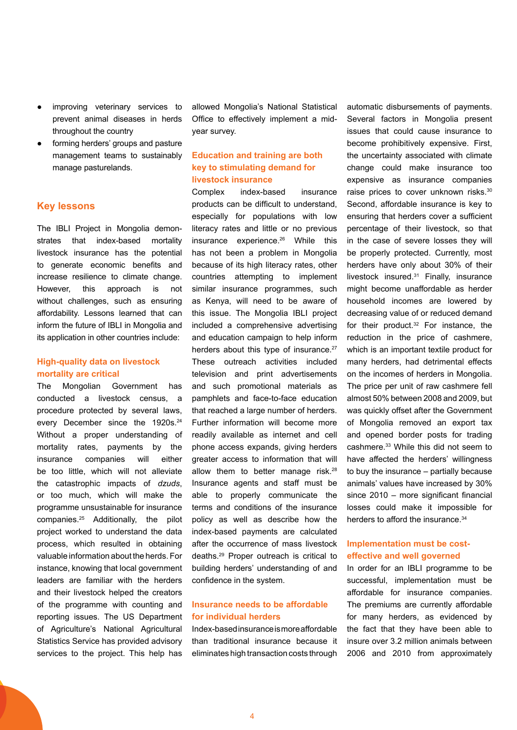- improving veterinary services to prevent animal diseases in herds throughout the country
- forming herders' groups and pasture management teams to sustainably manage pasturelands.

## Key lessons

The IBLI Project in Mongolia demonstrates that index-based mortality livestock insurance has the potential to generate economic benefits and increase resilience to climate change. However, this approach is not without challenges, such as ensuring affordability. Lessons learned that can inform the future of IBLI in Mongolia and its application in other countries include:

### High-quality data on livestock mortality are critical

The Mongolian Government has conducted a livestock census, a procedure protected by several laws, every December since the 1920s.[24] Without a proper understanding of mortality rates, payments by the insurance companies will either be too little, which will not alleviate the catastrophic impacts of *dzuds*, or too much, which will make the programme unsustainable for insurance companies.[25] Additionally, the pilot project worked to understand the data process, which resulted in obtaining valuable information about the herds. For instance, knowing that local government leaders are familiar with the herders and their livestock helped the creators of the programme with counting and reporting issues. The US Department of Agriculture's National Agricultural Statistics Service has provided advisory services to the project. This help has allowed Mongolia's National Statistical Office to effectively implement a mid-year survey.

### Education and training are both key to stimulating demand for livestock insurance

Complex index-based insurance products can be difficult to understand, especially for populations with low literacy rates and little or no previous insurance experience.[26] While this has not been a problem in Mongolia because of its high literacy rates, other countries attempting to implement similar insurance programmes, such as Kenya, will need to be aware of this issue. The Mongolia IBLI project included a comprehensive advertising and education campaign to help inform herders about this type of insurance.[27] These outreach activities included television and print advertisements and such promotional materials as pamphlets and face-to-face education that reached a large number of herders. Further information will become more readily available as internet and cell phone access expands, giving herders greater access to information that will allow them to better manage risk.[28] Insurance agents and staff must be able to properly communicate the terms and conditions of the insurance policy as well as describe how the index-based payments are calculated after the occurrence of mass livestock deaths.[29] Proper outreach is critical to building herders' understanding of and confidence in the system.

### Insurance needs to be affordable for individual herders

Index-based insurance is more affordable than traditional insurance because it eliminates high transaction costs through automatic disbursements of payments. Several factors in Mongolia present issues that could cause insurance to become prohibitively expensive. First, the uncertainty associated with climate change could make insurance too expensive as insurance companies raise prices to cover unknown risks.[30] Second, affordable insurance is key to ensuring that herders cover a sufficient percentage of their livestock, so that in the case of severe losses they will be properly protected. Currently, most herders have only about 30% of their livestock insured.[31] Finally, insurance might become unaffordable as herder household incomes are lowered by decreasing value of or reduced demand for their product.[32] For instance, the reduction in the price of cashmere, which is an important textile product for many herders, had detrimental effects on the incomes of herders in Mongolia. The price per unit of raw cashmere fell almost 50% between 2008 and 2009, but was quickly offset after the Government of Mongolia removed an export tax and opened border posts for trading cashmere.[33] While this did not seem to have affected the herders' willingness to buy the insurance – partially because animals' values have increased by 30% since 2010 – more significant financial losses could make it impossible for herders to afford the insurance.[34]

### Implementation must be cost-effective and well governed

In order for an IBLI programme to be successful, implementation must be affordable for insurance companies. The premiums are currently affordable for many herders, as evidenced by the fact that they have been able to insure over 3.2 million animals between 2006 and 2010 from approximately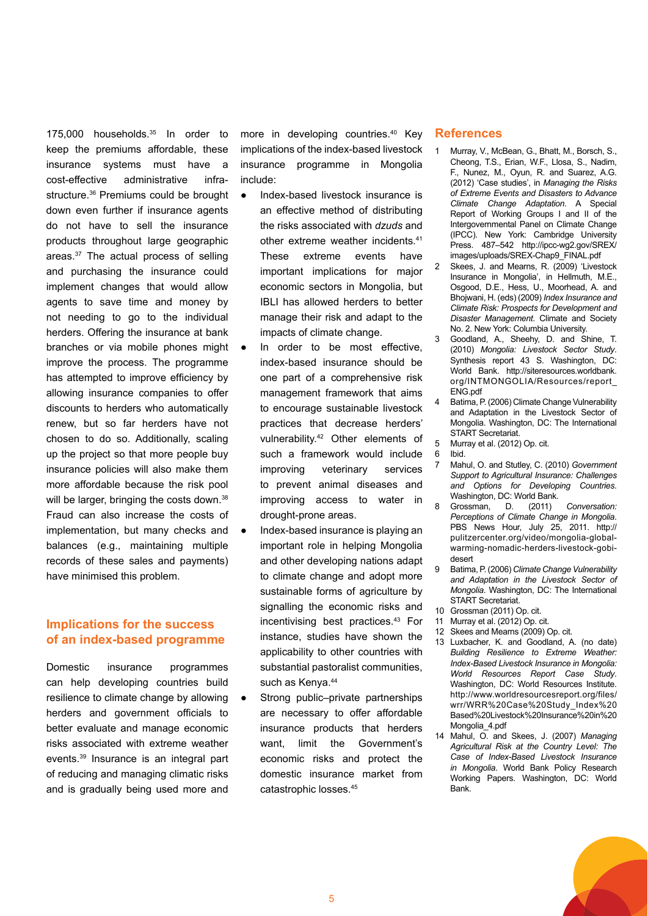175,000 households.[35] In order to keep the premiums affordable, these insurance systems must have a cost-effective administrative infrastructure.[36] Premiums could be brought down even further if insurance agents do not have to sell the insurance products throughout large geographic areas.[37] The actual process of selling and purchasing the insurance could implement changes that would allow agents to save time and money by not needing to go to the individual herders. Offering the insurance at bank branches or via mobile phones might improve the process. The programme has attempted to improve efficiency by allowing insurance companies to offer discounts to herders who automatically renew, but so far herders have not chosen to do so. Additionally, scaling up the project so that more people buy insurance policies will also make them more affordable because the risk pool will be larger, bringing the costs down.[38] Fraud can also increase the costs of implementation, but many checks and balances (e.g., maintaining multiple records of these sales and payments) have minimised this problem.

## Implications for the success of an index-based programme

Domestic insurance programmes can help developing countries build resilience to climate change by allowing herders and government officials to better evaluate and manage economic risks associated with extreme weather events.[39] Insurance is an integral part of reducing and managing climatic risks and is gradually being used more and more in developing countries.[40] Key implications of the index-based livestock insurance programme in Mongolia include:

- Index-based livestock insurance is an effective method of distributing the risks associated with *dzuds* and other extreme weather incidents.[41] These extreme events have important implications for major economic sectors in Mongolia, but IBLI has allowed herders to better manage their risk and adapt to the impacts of climate change.
- In order to be most effective, index-based insurance should be one part of a comprehensive risk management framework that aims to encourage sustainable livestock practices that decrease herders' vulnerability.[42] Other elements of such a framework would include improving veterinary services to prevent animal diseases and improving access to water in drought-prone areas.
- Index-based insurance is playing an important role in helping Mongolia and other developing nations adapt to climate change and adopt more sustainable forms of agriculture by signalling the economic risks and incentivising best practices.[43] For instance, studies have shown the applicability to other countries with substantial pastoralist communities, such as Kenya.[44]
- Strong public–private partnerships are necessary to offer affordable insurance products that herders want, limit the Government's economic risks and protect the domestic insurance market from catastrophic losses.[45]

## References

1. Murray, V., McBean, G., Bhatt, M., Borsch, S., Cheong, T.S., Erian, W.F., Llosa, S., Nadim, F., Nunez, M., Oyun, R. and Suarez, A.G. (2012) 'Case studies', in *Managing the Risks of Extreme Events and Disasters to Advance Climate Change Adaptation*. A Special Report of Working Groups I and II of the Intergovernmental Panel on Climate Change (IPCC). New York: Cambridge University Press. 487–542 http://ipcc-wg2.gov/SREX/images/uploads/SREX-Chap9_FINAL.pdf
2. Skees, J. and Mearns, R. (2009) 'Livestock Insurance in Mongolia', in Hellmuth, M.E., Osgood, D.E., Hess, U., Moorhead, A. and Bhojwani, H. (eds) (2009) *Index Insurance and Climate Risk: Prospects for Development and Disaster Management*. Climate and Society No. 2. New York: Columbia University.
3. Goodland, A., Sheehy, D. and Shine, T. (2010) *Mongolia: Livestock Sector Study*. Synthesis report 43 S. Washington, DC: World Bank. http://siteresources.worldbank.org/INTMONGOLIA/Resources/report_ENG.pdf
4. Batima, P. (2006) Climate Change Vulnerability and Adaptation in the Livestock Sector of Mongolia. Washington, DC: The International START Secretariat.
5. Murray et al. (2012) Op. cit.
6. Ibid.
7. Mahul, O. and Stutley, C. (2010) *Government Support to Agricultural Insurance: Challenges and Options for Developing Countries*. Washington, DC: World Bank.
8. Grossman, D. (2011) *Conversation: Perceptions of Climate Change in Mongolia*. PBS News Hour, July 25, 2011. http://pulitzercenter.org/video/mongolia-global-warming-nomadic-herders-livestock-gobi-desert
9. Batima, P. (2006) *Climate Change Vulnerability and Adaptation in the Livestock Sector of Mongolia*. Washington, DC: The International START Secretariat.
10. Grossman (2011) Op. cit.
11. Murray et al. (2012) Op. cit.
12. Skees and Mearns (2009) Op. cit.
13. Luxbacher, K. and Goodland, A. (no date) *Building Resilience to Extreme Weather: Index-Based Livestock Insurance in Mongolia: World Resources Report Case Study*. Washington, DC: World Resources Institute. http://www.worldresourcesreport.org/files/wrr/WRR%20Case%20Study_Index%20Based%20Livestock%20Insurance%20in%20Mongolia_4.pdf
14. Mahul, O. and Skees, J. (2007) *Managing Agricultural Risk at the Country Level: The Case of Index-Based Livestock Insurance in Mongolia*. World Bank Policy Research Working Papers. Washington, DC: World Bank.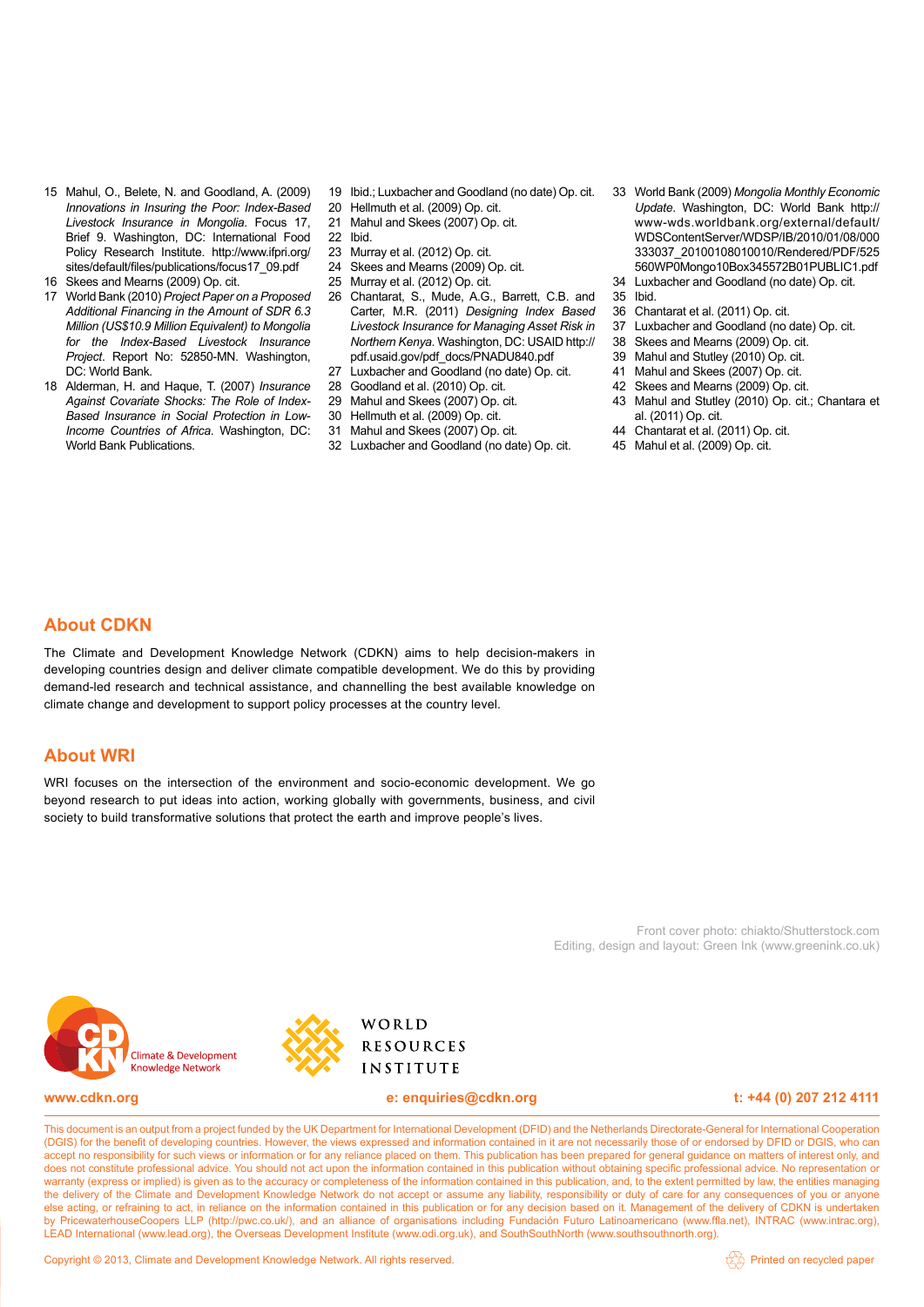15 Mahul, O., Belete, N. and Goodland, A. (2009) *Innovations in Insuring the Poor: Index-Based Livestock Insurance in Mongolia.* Focus 17, Brief 9. Washington, DC: International Food Policy Research Institute. http://www.ifpri.org/sites/default/files/publications/focus17_09.pdf
16 Skees and Mearns (2009) Op. cit.
17 World Bank (2010) *Project Paper on a Proposed Additional Financing in the Amount of SDR 6.3 Million (US$10.9 Million Equivalent) to Mongolia for the Index-Based Livestock Insurance Project*. Report No: 52850-MN. Washington, DC: World Bank.
18 Alderman, H. and Haque, T. (2007) *Insurance Against Covariate Shocks: The Role of Index-Based Insurance in Social Protection in Low-Income Countries of Africa*. Washington, DC: World Bank Publications.
19 Ibid.; Luxbacher and Goodland (no date) Op. cit.
20 Hellmuth et al. (2009) Op. cit.
21 Mahul and Skees (2007) Op. cit.
22 Ibid.
23 Murray et al. (2012) Op. cit.
24 Skees and Mearns (2009) Op. cit.
25 Murray et al. (2012) Op. cit.
26 Chantarat, S., Mude, A.G., Barrett, C.B. and Carter, M.R. (2011) *Designing Index Based Livestock Insurance for Managing Asset Risk in Northern Kenya*. Washington, DC: USAID http://pdf.usaid.gov/pdf_docs/PNADU840.pdf
27 Luxbacher and Goodland (no date) Op. cit.
28 Goodland et al. (2010) Op. cit.
29 Mahul and Skees (2007) Op. cit.
30 Hellmuth et al. (2009) Op. cit.
31 Mahul and Skees (2007) Op. cit.
32 Luxbacher and Goodland (no date) Op. cit.
33 World Bank (2009) *Mongolia Monthly Economic Update*. Washington, DC: World Bank http://www-wds.worldbank.org/external/default/WDSContentServer/WDSP/IB/2010/01/08/000333037_20100108010010/Rendered/PDF/525560WP0Mongo10Box345572B01PUBLIC1.pdf
34 Luxbacher and Goodland (no date) Op. cit.
35 Ibid.
36 Chantarat et al. (2011) Op. cit.
37 Luxbacher and Goodland (no date) Op. cit.
38 Skees and Mearns (2009) Op. cit.
39 Mahul and Stutley (2010) Op. cit.
41 Mahul and Skees (2007) Op. cit.
42 Skees and Mearns (2009) Op. cit.
43 Mahul and Stutley (2010) Op. cit.; Chantara et al. (2011) Op. cit.
44 Chantarat et al. (2011) Op. cit.
45 Mahul et al. (2009) Op. cit.

## About CDKN

The Climate and Development Knowledge Network (CDKN) aims to help decision-makers in developing countries design and deliver climate compatible development. We do this by providing demand-led research and technical assistance, and channelling the best available knowledge on climate change and development to support policy processes at the country level.

## About WRI

WRI focuses on the intersection of the environment and socio-economic development. We go beyond research to put ideas into action, working globally with governments, business, and civil society to build transformative solutions that protect the earth and improve people's lives.

Front cover photo: chiakto/Shutterstock.com
Editing, design and layout: Green Ink (www.greenink.co.uk)

Climate & Development Knowledge Network

WORLD RESOURCES INSTITUTE

**www.cdkn.org** **e: enquiries@cdkn.org** **t: +44 (0) 207 212 4111**

This document is an output from a project funded by the UK Department for International Development (DFID) and the Netherlands Directorate-General for International Cooperation (DGIS) for the benefit of developing countries. However, the views expressed and information contained in it are not necessarily those of or endorsed by DFID or DGIS, who can accept no responsibility for such views or information or for any reliance placed on them. This publication has been prepared for general guidance on matters of interest only, and does not constitute professional advice. You should not act upon the information contained in this publication without obtaining specific professional advice. No representation or warranty (express or implied) is given as to the accuracy or completeness of the information contained in this publication, and, to the extent permitted by law, the entities managing the delivery of the Climate and Development Knowledge Network do not accept or assume any liability, responsibility or duty of care for any consequences of you or anyone else acting, or refraining to act, in reliance on the information contained in this publication or for any decision based on it. Management of the delivery of CDKN is undertaken by PricewaterhouseCoopers LLP (http://pwc.co.uk/), and an alliance of organisations including Fundación Futuro Latinoamericano (www.ffla.net), INTRAC (www.intrac.org), LEAD International (www.lead.org), the Overseas Development Institute (www.odi.org.uk), and SouthSouthNorth (www.southsouthnorth.org).

Copyright © 2013, Climate and Development Knowledge Network. All rights reserved.

Printed on recycled paper